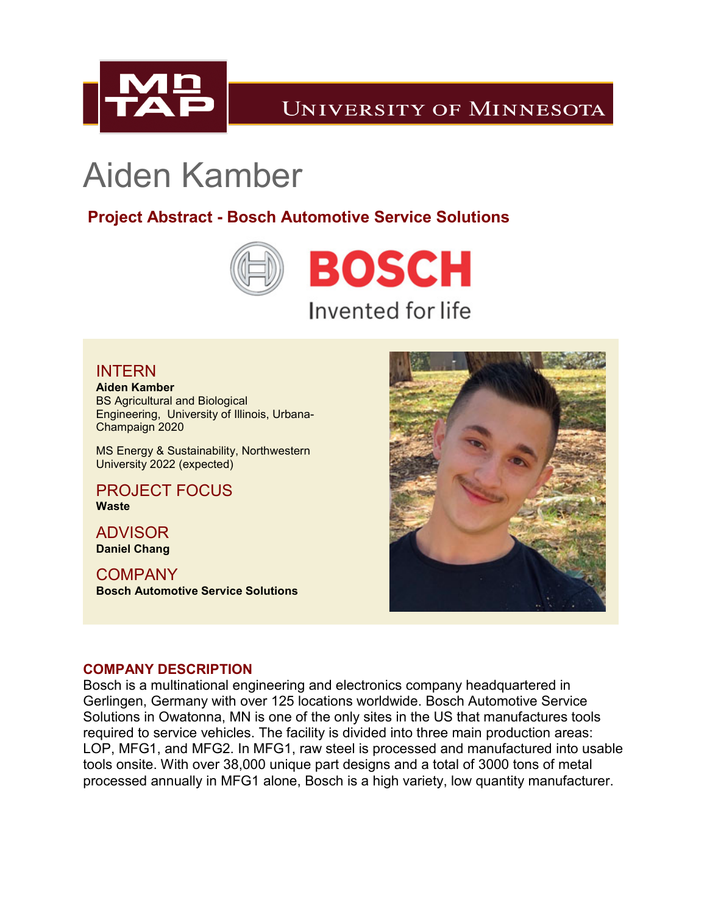# Aiden Kamber

## Project Abstract - Bosch Automotive Service Solutions

BOSCH

Invented for life

### INTERN

**Aiden Kamber**

BS Agricultural and Biological Engineering, University of Illinois, Urbana-Champaign 2020

MS Energy & Sustainability, Northwestern University 2022 (expected)

### PROJECT FOCUS

**Waste**

### ADVISOR

**Daniel Chang**

### COMPANY

**Bosch Automotive Service Solutions**

### COMPANY DESCRIPTION

Bosch is a multinational engineering and electronics company headquartered in Gerlingen, Germany with over 125 locations worldwide. Bosch Automotive Service Solutions in Owatonna, MN is one of the only sites in the US that manufactures tools required to service vehicles. The facility is divided into three main production areas: LOP, MFG1, and MFG2. In MFG1, raw steel is processed and manufactured into usable tools onsite. With over 38,000 unique part designs and a total of 3000 tons of metal processed annually in MFG1 alone, Bosch is a high variety, low quantity manufacturer.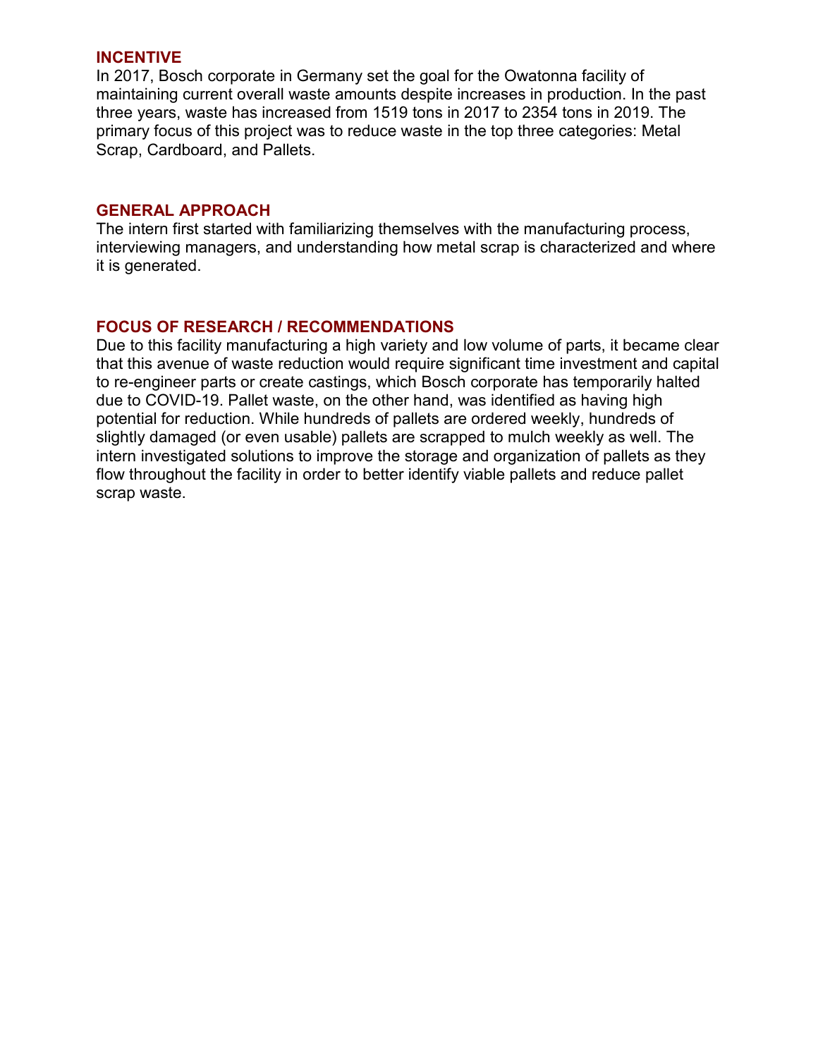## INCENTIVE

In 2017, Bosch corporate in Germany set the goal for the Owatonna facility of maintaining current overall waste amounts despite increases in production. In the past three years, waste has increased from 1519 tons in 2017 to 2354 tons in 2019. The primary focus of this project was to reduce waste in the top three categories: Metal Scrap, Cardboard, and Pallets.

## GENERAL APPROACH

The intern first started with familiarizing themselves with the manufacturing process, interviewing managers, and understanding how metal scrap is characterized and where it is generated.

## FOCUS OF RESEARCH / RECOMMENDATIONS

Due to this facility manufacturing a high variety and low volume of parts, it became clear that this avenue of waste reduction would require significant time investment and capital to re-engineer parts or create castings, which Bosch corporate has temporarily halted due to COVID-19. Pallet waste, on the other hand, was identified as having high potential for reduction. While hundreds of pallets are ordered weekly, hundreds of slightly damaged (or even usable) pallets are scrapped to mulch weekly as well. The intern investigated solutions to improve the storage and organization of pallets as they flow throughout the facility in order to better identify viable pallets and reduce pallet scrap waste.